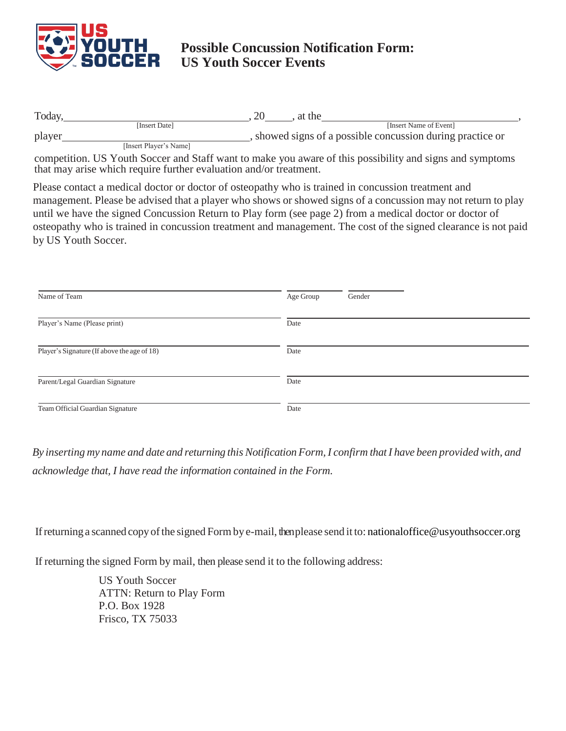# Possible Concussion Notification Form: US Youth Soccer Events

Today, ______________________ [Insert Date], 20_____, at the ______________________ [Insert Name of Event], player ______________________ [Insert Player's Name], showed signs of a possible concussion during practice or competition. US Youth Soccer and Staff want to make you aware of this possibility and signs and symptoms that may arise which require further evaluation and/or treatment.

Please contact a medical doctor or doctor of osteopathy who is trained in concussion treatment and management. Please be advised that a player who shows or showed signs of a concussion may not return to play until we have the signed Concussion Return to Play form (see page 2) from a medical doctor or doctor of osteopathy who is trained in concussion treatment and management. The cost of the signed clearance is not paid by US Youth Soccer.

______________________ Name of Team | ________ Age Group | ________ Gender

______________________ Player's Name (Please print) | ______________________ Date

______________________ Player's Signature (If above the age of 18) | ______________________ Date

______________________ Parent/Legal Guardian Signature | ______________________ Date

______________________ Team Official Guardian Signature | ______________________ Date

*By inserting my name and date and returning this Notification Form, I confirm that I have been provided with, and acknowledge that, I have read the information contained in the Form.*

If returning a scanned copy of the signed Form by e-mail, then please send it to: nationaloffice@usyouthsoccer.org

If returning the signed Form by mail, then please send it to the following address:

US Youth Soccer  
ATTN: Return to Play Form  
P.O. Box 1928  
Frisco, TX 75033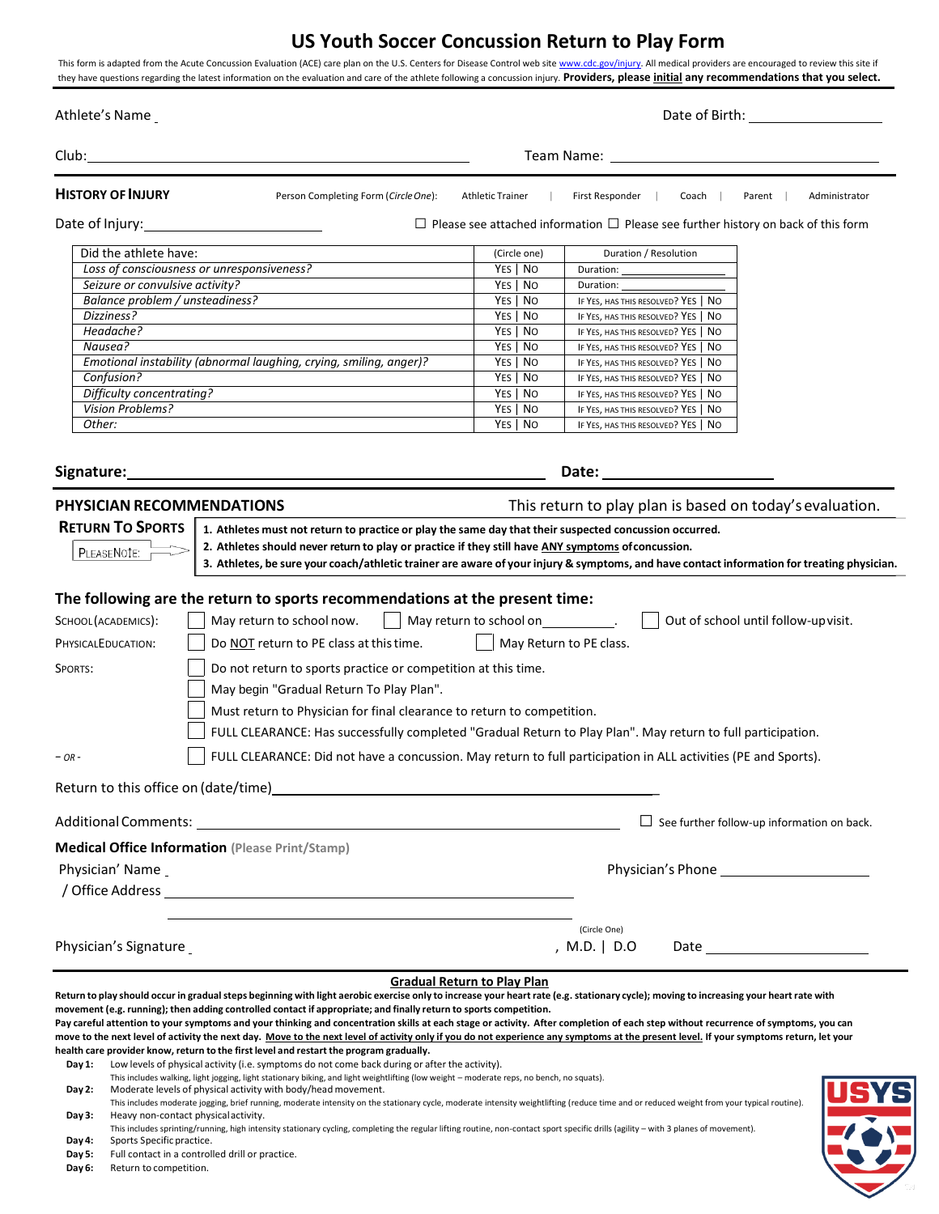# US Youth Soccer Concussion Return to Play Form

This form is adapted from the Acute Concussion Evaluation (ACE) care plan on the U.S. Centers for Disease Control web site www.cdc.gov/injury. All medical providers are encouraged to review this site if they have questions regarding the latest information on the evaluation and care of the athlete following a concussion injury. **Providers, please initial any recommendations that you select.**

Athlete's Name ______ Date of Birth: ______

Club: ______ Team Name: ______

**HISTORY OF INJURY** Person Completing Form (*Circle One*): Athletic Trainer | First Responder | Coach | Parent | Administrator

Date of Injury: ______ ☐ Please see attached information ☐ Please see further history on back of this form

| Did the athlete have: | (Circle one) | Duration / Resolution |
|---|---|---|
| *Loss of consciousness or unresponsiveness?* | YES \| NO | Duration: ______ |
| *Seizure or convulsive activity?* | YES \| NO | Duration: ______ |
| *Balance problem / unsteadiness?* | YES \| NO | IF YES, HAS THIS RESOLVED? YES \| NO |
| *Dizziness?* | YES \| NO | IF YES, HAS THIS RESOLVED? YES \| NO |
| *Headache?* | YES \| NO | IF YES, HAS THIS RESOLVED? YES \| NO |
| *Nausea?* | YES \| NO | IF YES, HAS THIS RESOLVED? YES \| NO |
| *Emotional instability (abnormal laughing, crying, smiling, anger)?* | YES \| NO | IF YES, HAS THIS RESOLVED? YES \| NO |
| *Confusion?* | YES \| NO | IF YES, HAS THIS RESOLVED? YES \| NO |
| *Difficulty concentrating?* | YES \| NO | IF YES, HAS THIS RESOLVED? YES \| NO |
| *Vision Problems?* | YES \| NO | IF YES, HAS THIS RESOLVED? YES \| NO |
| *Other:* | YES \| NO | IF YES, HAS THIS RESOLVED? YES \| NO |

**Signature:** ______ **Date:** ______

## PHYSICIAN RECOMMENDATIONS

This return to play plan is based on today's evaluation.

**RETURN TO SPORTS**

PLEASE NOTE:

1. **Athletes must not return to practice or play the same day that their suspected concussion occurred.**
2. **Athletes should never return to play or practice if they still have ANY symptoms of concussion.**
3. **Athletes, be sure your coach/athletic trainer are aware of your injury & symptoms, and have contact information for treating physician.**

### The following are the return to sports recommendations at the present time:

SCHOOL (ACADEMICS): ☐ May return to school now. ☐ May return to school on ______. ☐ Out of school until follow-up visit.

PHYSICAL EDUCATION: ☐ Do NOT return to PE class at this time. ☐ May Return to PE class.

SPORTS:
- ☐ Do not return to sports practice or competition at this time.
- ☐ May begin "Gradual Return To Play Plan".
- ☐ Must return to Physician for final clearance to return to competition.
- ☐ FULL CLEARANCE: Has successfully completed "Gradual Return to Play Plan". May return to full participation.

*– OR –* ☐ FULL CLEARANCE: Did not have a concussion. May return to full participation in ALL activities (PE and Sports).

Return to this office on (date/time) ______

Additional Comments: ______ ☐ See further follow-up information on back.

**Medical Office Information** (Please Print/Stamp)

Physician' Name / Office Address ______ Physician's Phone ______

Physician's Signature ______ , (Circle One) M.D. | D.O Date ______

## Gradual Return to Play Plan

**Return to play should occur in gradual steps beginning with light aerobic exercise only to increase your heart rate (e.g. stationary cycle); moving to increasing your heart rate with movement (e.g. running); then adding controlled contact if appropriate; and finally return to sports competition.**

**Pay careful attention to your symptoms and your thinking and concentration skills at each stage or activity. After completion of each step without recurrence of symptoms, you can move to the next level of activity the next day. Move to the next level of activity only if you do not experience any symptoms at the present level. If your symptoms return, let your health care provider know, return to the first level and restart the program gradually.**

- **Day 1:** Low levels of physical activity (i.e. symptoms do not come back during or after the activity). This includes walking, light jogging, light stationary biking, and light weightlifting (low weight – moderate reps, no bench, no squats).
- **Day 2:** Moderate levels of physical activity with body/head movement. This includes moderate jogging, brief running, moderate intensity on the stationary cycle, moderate intensity weightlifting (reduce time and or reduced weight from your typical routine).
- **Day 3:** Heavy non-contact physical activity. This includes sprinting/running, high intensity stationary cycling, completing the regular lifting routine, non-contact sport specific drills (agility – with 3 planes of movement).
- **Day 4:** Sports Specific practice.
- **Day 5:** Full contact in a controlled drill or practice.
- **Day 6:** Return to competition.